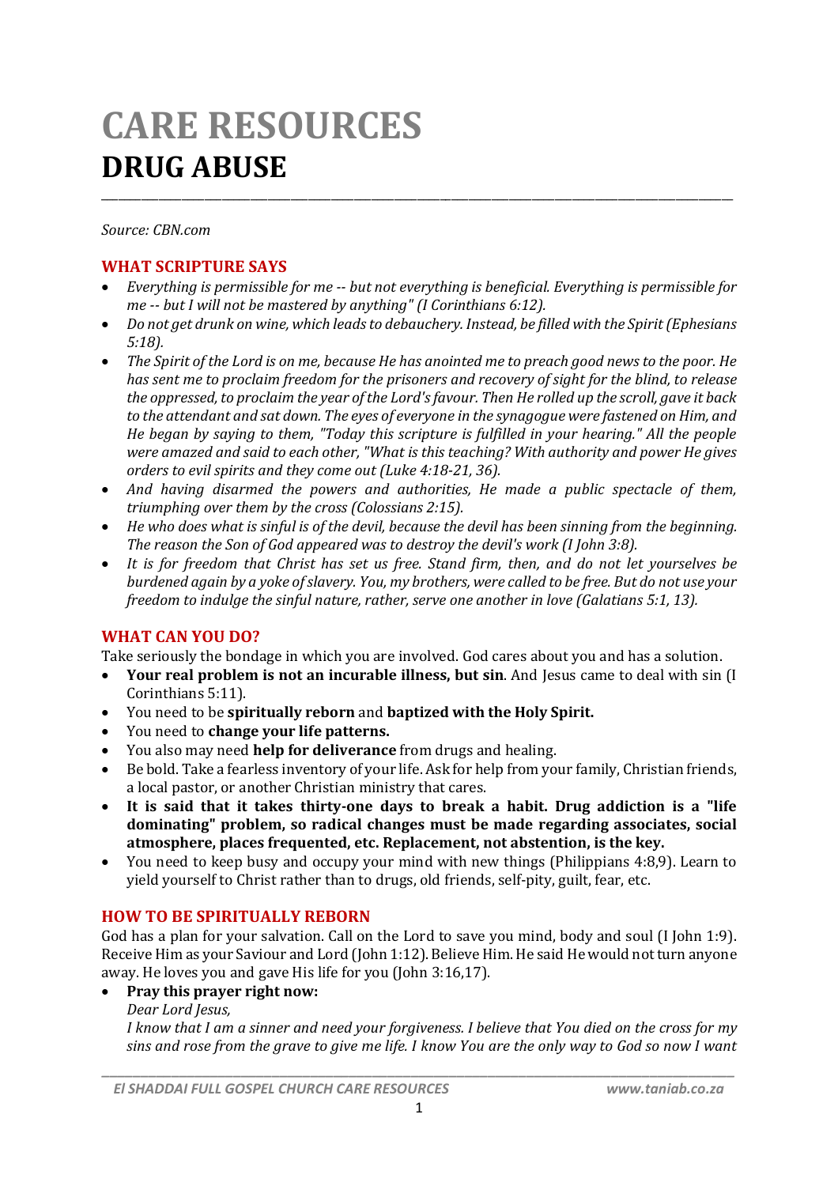# CARE RESOURCES
# DRUG ABUSE

*Source: CBN.com*

## WHAT SCRIPTURE SAYS

- *Everything is permissible for me -- but not everything is beneficial. Everything is permissible for me -- but I will not be mastered by anything" (I Corinthians 6:12).*
- *Do not get drunk on wine, which leads to debauchery. Instead, be filled with the Spirit (Ephesians 5:18).*
- *The Spirit of the Lord is on me, because He has anointed me to preach good news to the poor. He has sent me to proclaim freedom for the prisoners and recovery of sight for the blind, to release the oppressed, to proclaim the year of the Lord's favour. Then He rolled up the scroll, gave it back to the attendant and sat down. The eyes of everyone in the synagogue were fastened on Him, and He began by saying to them, "Today this scripture is fulfilled in your hearing." All the people were amazed and said to each other, "What is this teaching? With authority and power He gives orders to evil spirits and they come out (Luke 4:18-21, 36).*
- *And having disarmed the powers and authorities, He made a public spectacle of them, triumphing over them by the cross (Colossians 2:15).*
- *He who does what is sinful is of the devil, because the devil has been sinning from the beginning. The reason the Son of God appeared was to destroy the devil's work (I John 3:8).*
- *It is for freedom that Christ has set us free. Stand firm, then, and do not let yourselves be burdened again by a yoke of slavery. You, my brothers, were called to be free. But do not use your freedom to indulge the sinful nature, rather, serve one another in love (Galatians 5:1, 13).*

## WHAT CAN YOU DO?

Take seriously the bondage in which you are involved. God cares about you and has a solution.

- **Your real problem is not an incurable illness, but sin**. And Jesus came to deal with sin (I Corinthians 5:11).
- You need to be **spiritually reborn** and **baptized with the Holy Spirit.**
- You need to **change your life patterns.**
- You also may need **help for deliverance** from drugs and healing.
- Be bold. Take a fearless inventory of your life. Ask for help from your family, Christian friends, a local pastor, or another Christian ministry that cares.
- **It is said that it takes thirty-one days to break a habit. Drug addiction is a "life dominating" problem, so radical changes must be made regarding associates, social atmosphere, places frequented, etc. Replacement, not abstention, is the key.**
- You need to keep busy and occupy your mind with new things (Philippians 4:8,9). Learn to yield yourself to Christ rather than to drugs, old friends, self-pity, guilt, fear, etc.

## HOW TO BE SPIRITUALLY REBORN

God has a plan for your salvation. Call on the Lord to save you mind, body and soul (I John 1:9). Receive Him as your Saviour and Lord (John 1:12). Believe Him. He said He would not turn anyone away. He loves you and gave His life for you (John 3:16,17).

- **Pray this prayer right now:**
  *Dear Lord Jesus,*
  *I know that I am a sinner and need your forgiveness. I believe that You died on the cross for my sins and rose from the grave to give me life. I know You are the only way to God so now I want*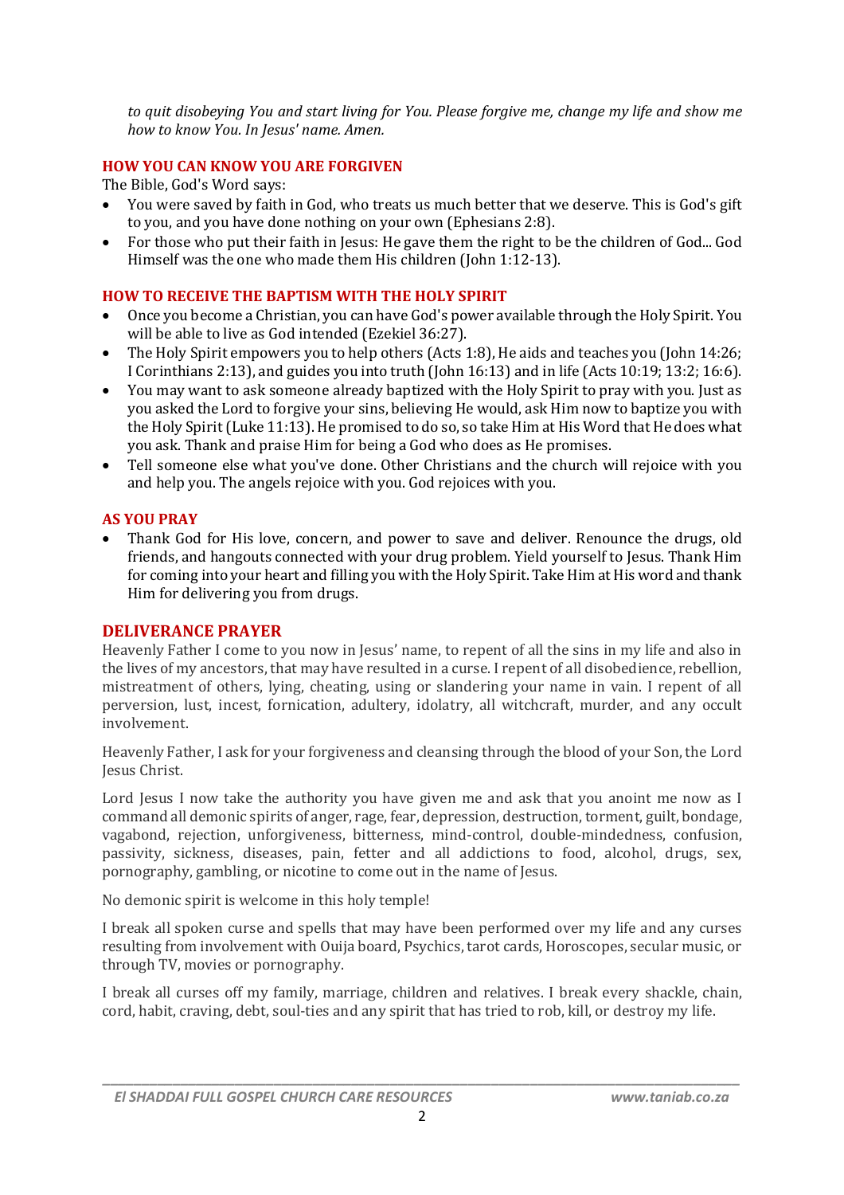*to quit disobeying You and start living for You. Please forgive me, change my life and show me how to know You. In Jesus' name. Amen.*

## HOW YOU CAN KNOW YOU ARE FORGIVEN

The Bible, God's Word says:

- You were saved by faith in God, who treats us much better that we deserve. This is God's gift to you, and you have done nothing on your own (Ephesians 2:8).
- For those who put their faith in Jesus: He gave them the right to be the children of God... God Himself was the one who made them His children (John 1:12-13).

## HOW TO RECEIVE THE BAPTISM WITH THE HOLY SPIRIT

- Once you become a Christian, you can have God's power available through the Holy Spirit. You will be able to live as God intended (Ezekiel 36:27).
- The Holy Spirit empowers you to help others (Acts 1:8), He aids and teaches you (John 14:26; I Corinthians 2:13), and guides you into truth (John 16:13) and in life (Acts 10:19; 13:2; 16:6).
- You may want to ask someone already baptized with the Holy Spirit to pray with you. Just as you asked the Lord to forgive your sins, believing He would, ask Him now to baptize you with the Holy Spirit (Luke 11:13). He promised to do so, so take Him at His Word that He does what you ask. Thank and praise Him for being a God who does as He promises.
- Tell someone else what you've done. Other Christians and the church will rejoice with you and help you. The angels rejoice with you. God rejoices with you.

## AS YOU PRAY

- Thank God for His love, concern, and power to save and deliver. Renounce the drugs, old friends, and hangouts connected with your drug problem. Yield yourself to Jesus. Thank Him for coming into your heart and filling you with the Holy Spirit. Take Him at His word and thank Him for delivering you from drugs.

## DELIVERANCE PRAYER

Heavenly Father I come to you now in Jesus' name, to repent of all the sins in my life and also in the lives of my ancestors, that may have resulted in a curse. I repent of all disobedience, rebellion, mistreatment of others, lying, cheating, using or slandering your name in vain. I repent of all perversion, lust, incest, fornication, adultery, idolatry, all witchcraft, murder, and any occult involvement.

Heavenly Father, I ask for your forgiveness and cleansing through the blood of your Son, the Lord Jesus Christ.

Lord Jesus I now take the authority you have given me and ask that you anoint me now as I command all demonic spirits of anger, rage, fear, depression, destruction, torment, guilt, bondage, vagabond, rejection, unforgiveness, bitterness, mind-control, double-mindedness, confusion, passivity, sickness, diseases, pain, fetter and all addictions to food, alcohol, drugs, sex, pornography, gambling, or nicotine to come out in the name of Jesus.

No demonic spirit is welcome in this holy temple!

I break all spoken curse and spells that may have been performed over my life and any curses resulting from involvement with Ouija board, Psychics, tarot cards, Horoscopes, secular music, or through TV, movies or pornography.

I break all curses off my family, marriage, children and relatives. I break every shackle, chain, cord, habit, craving, debt, soul-ties and any spirit that has tried to rob, kill, or destroy my life.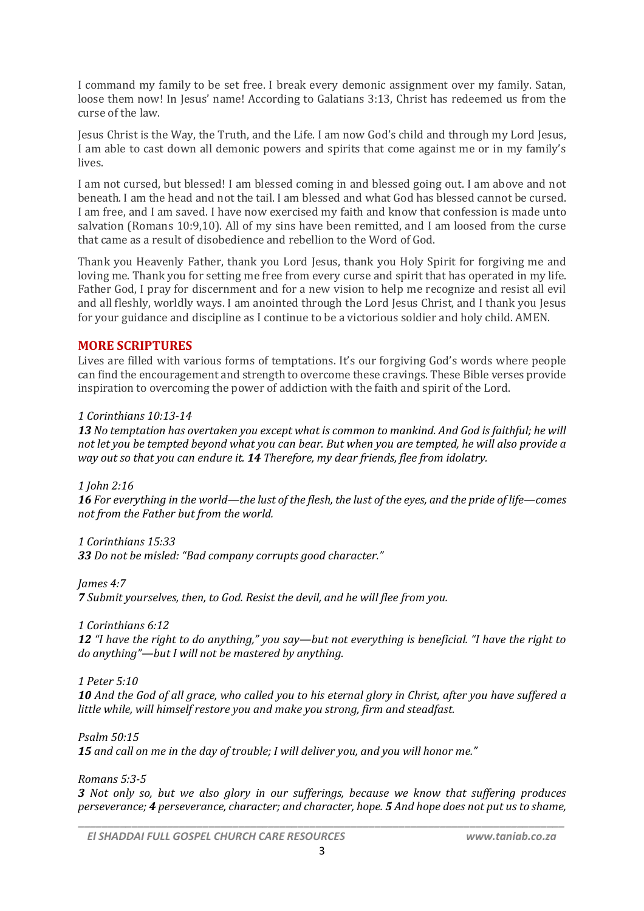I command my family to be set free. I break every demonic assignment over my family. Satan, loose them now! In Jesus' name! According to Galatians 3:13, Christ has redeemed us from the curse of the law.

Jesus Christ is the Way, the Truth, and the Life. I am now God's child and through my Lord Jesus, I am able to cast down all demonic powers and spirits that come against me or in my family's lives.

I am not cursed, but blessed! I am blessed coming in and blessed going out. I am above and not beneath. I am the head and not the tail. I am blessed and what God has blessed cannot be cursed. I am free, and I am saved. I have now exercised my faith and know that confession is made unto salvation (Romans 10:9,10). All of my sins have been remitted, and I am loosed from the curse that came as a result of disobedience and rebellion to the Word of God.

Thank you Heavenly Father, thank you Lord Jesus, thank you Holy Spirit for forgiving me and loving me. Thank you for setting me free from every curse and spirit that has operated in my life. Father God, I pray for discernment and for a new vision to help me recognize and resist all evil and all fleshly, worldly ways. I am anointed through the Lord Jesus Christ, and I thank you Jesus for your guidance and discipline as I continue to be a victorious soldier and holy child. AMEN.

## MORE SCRIPTURES

Lives are filled with various forms of temptations. It's our forgiving God's words where people can find the encouragement and strength to overcome these cravings. These Bible verses provide inspiration to overcoming the power of addiction with the faith and spirit of the Lord.

*1 Corinthians 10:13-14*
***13*** *No temptation has overtaken you except what is common to mankind. And God is faithful; he will not let you be tempted beyond what you can bear. But when you are tempted, he will also provide a way out so that you can endure it.* ***14*** *Therefore, my dear friends, flee from idolatry.*

*1 John 2:16*
***16*** *For everything in the world—the lust of the flesh, the lust of the eyes, and the pride of life—comes not from the Father but from the world.*

*1 Corinthians 15:33*
***33*** *Do not be misled: "Bad company corrupts good character."*

*James 4:7*
***7*** *Submit yourselves, then, to God. Resist the devil, and he will flee from you.*

*1 Corinthians 6:12*
***12*** *"I have the right to do anything," you say—but not everything is beneficial. "I have the right to do anything"—but I will not be mastered by anything.*

*1 Peter 5:10*
***10*** *And the God of all grace, who called you to his eternal glory in Christ, after you have suffered a little while, will himself restore you and make you strong, firm and steadfast.*

*Psalm 50:15*
***15*** *and call on me in the day of trouble; I will deliver you, and you will honor me."*

*Romans 5:3-5*
***3*** *Not only so, but we also glory in our sufferings, because we know that suffering produces perseverance;* ***4*** *perseverance, character; and character, hope.* ***5*** *And hope does not put us to shame,*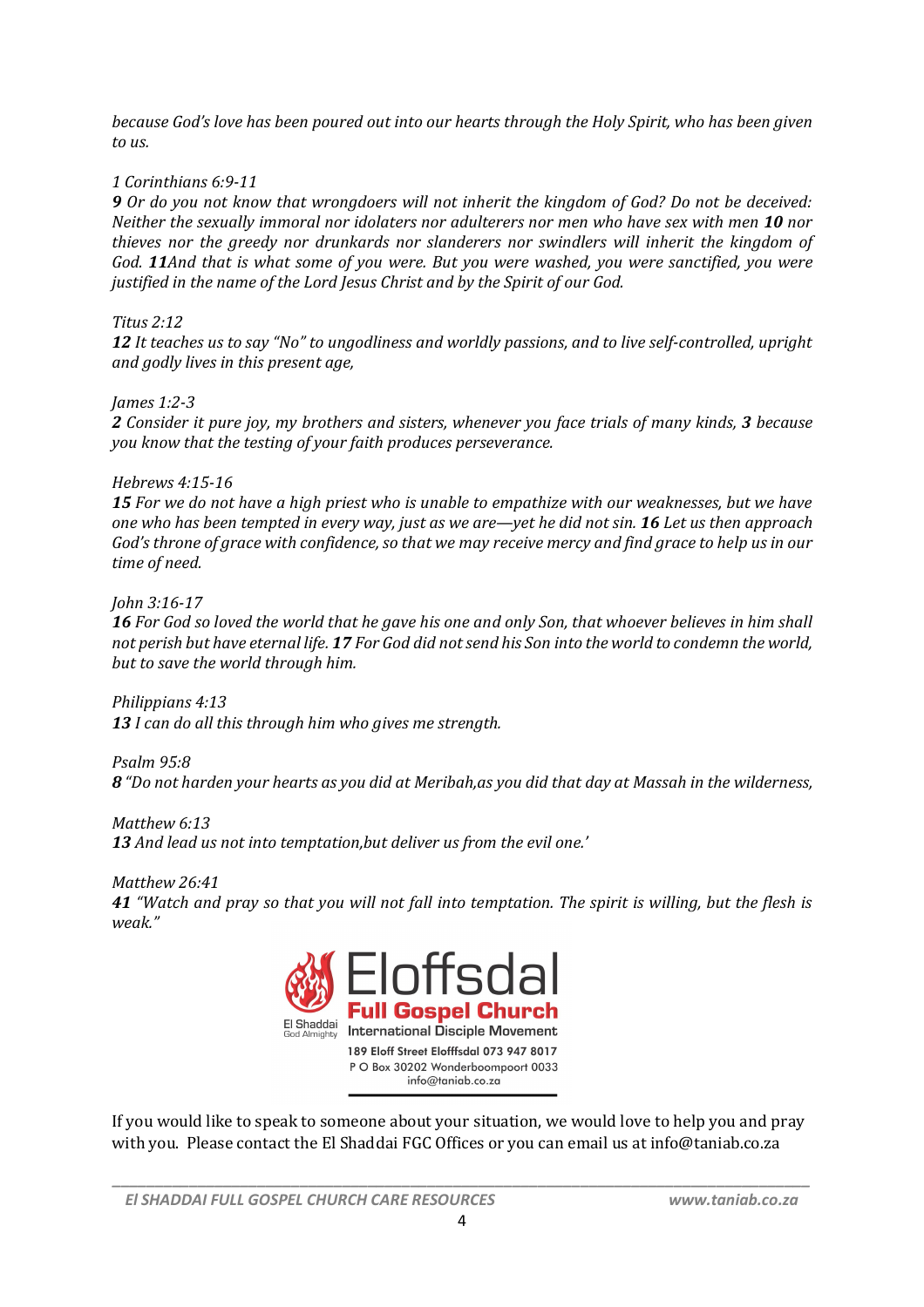*because God's love has been poured out into our hearts through the Holy Spirit, who has been given to us.*

*1 Corinthians 6:9-11*

***9*** *Or do you not know that wrongdoers will not inherit the kingdom of God? Do not be deceived: Neither the sexually immoral nor idolaters nor adulterers nor men who have sex with men* ***10*** *nor thieves nor the greedy nor drunkards nor slanderers nor swindlers will inherit the kingdom of God.* ***11****And that is what some of you were. But you were washed, you were sanctified, you were justified in the name of the Lord Jesus Christ and by the Spirit of our God.*

*Titus 2:12*

***12*** *It teaches us to say "No" to ungodliness and worldly passions, and to live self-controlled, upright and godly lives in this present age,*

*James 1:2-3*

***2*** *Consider it pure joy, my brothers and sisters, whenever you face trials of many kinds,* ***3*** *because you know that the testing of your faith produces perseverance.*

*Hebrews 4:15-16*

***15*** *For we do not have a high priest who is unable to empathize with our weaknesses, but we have one who has been tempted in every way, just as we are—yet he did not sin.* ***16*** *Let us then approach God's throne of grace with confidence, so that we may receive mercy and find grace to help us in our time of need.*

*John 3:16-17*

***16*** *For God so loved the world that he gave his one and only Son, that whoever believes in him shall not perish but have eternal life.* ***17*** *For God did not send his Son into the world to condemn the world, but to save the world through him.*

*Philippians 4:13*

***13*** *I can do all this through him who gives me strength.*

*Psalm 95:8*

***8*** *"Do not harden your hearts as you did at Meribah,as you did that day at Massah in the wilderness,*

*Matthew 6:13*

***13*** *And lead us not into temptation,but deliver us from the evil one.'*

*Matthew 26:41*

***41*** *"Watch and pray so that you will not fall into temptation. The spirit is willing, but the flesh is weak."*

Eloffsdal
**Full Gospel Church**
El Shaddai God Almighty
International Disciple Movement
189 Eloff Street Elofffsdal 073 947 8017
P O Box 30202 Wonderboompoort 0033
info@taniab.co.za

If you would like to speak to someone about your situation, we would love to help you and pray with you. Please contact the El Shaddai FGC Offices or you can email us at info@taniab.co.za